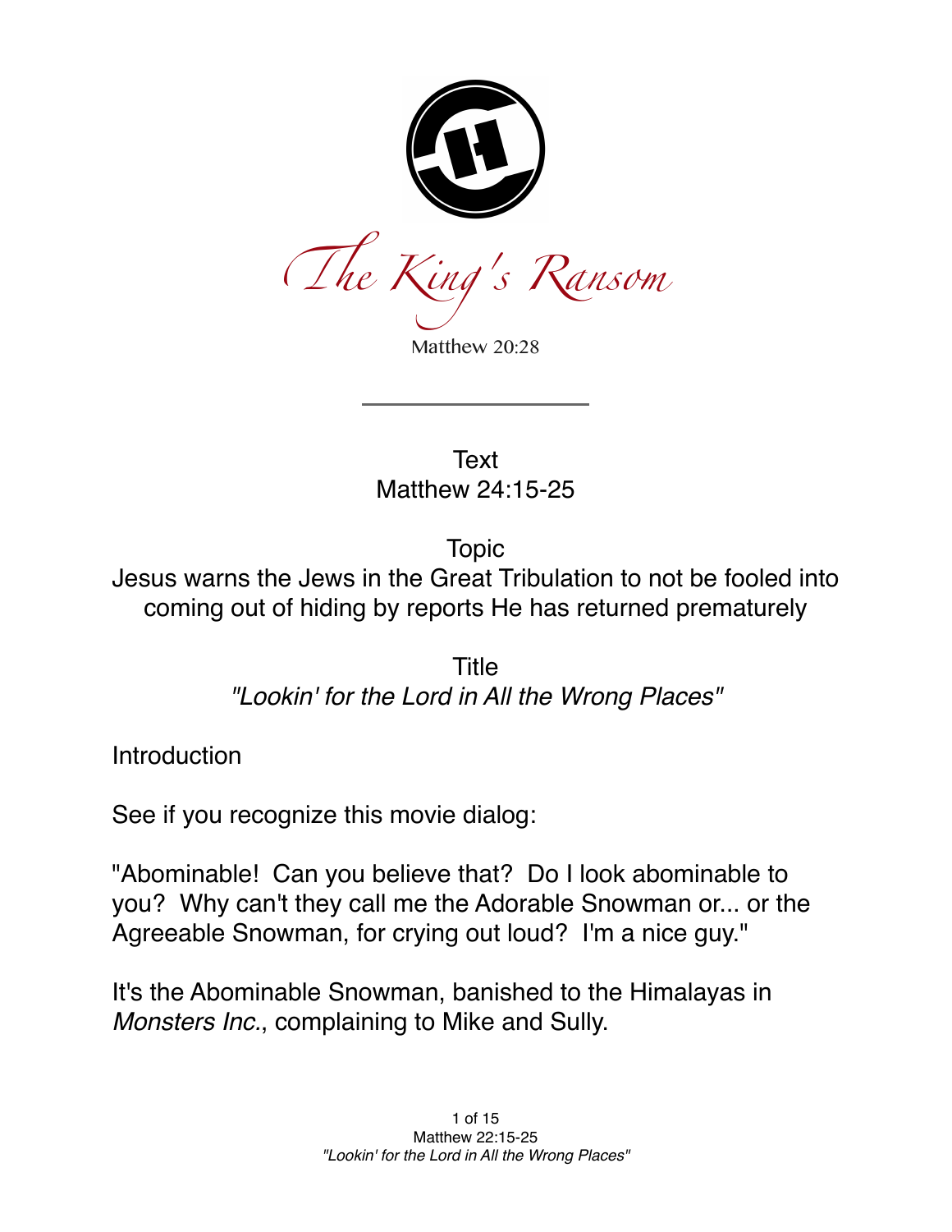# The King's Ransom

Matthew 20:28

---

Text
Matthew 24:15-25

Topic
Jesus warns the Jews in the Great Tribulation to not be fooled into coming out of hiding by reports He has returned prematurely

Title
*"Lookin' for the Lord in All the Wrong Places"*

Introduction

See if you recognize this movie dialog:

"Abominable! Can you believe that? Do I look abominable to you? Why can't they call me the Adorable Snowman or... or the Agreeable Snowman, for crying out loud? I'm a nice guy."

It's the Abominable Snowman, banished to the Himalayas in *Monsters Inc.*, complaining to Mike and Sully.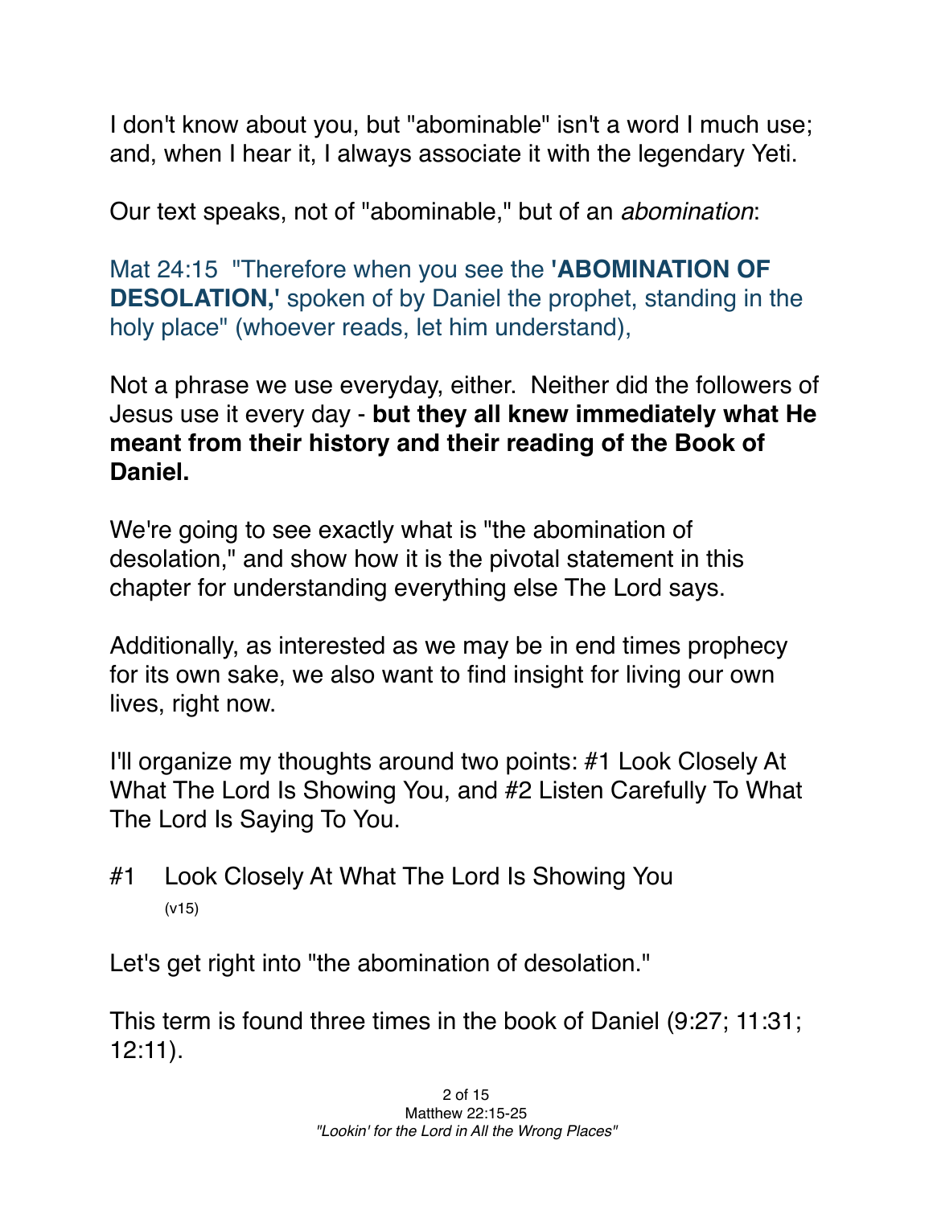I don't know about you, but "abominable" isn't a word I much use; and, when I hear it, I always associate it with the legendary Yeti.

Our text speaks, not of "abominable," but of an *abomination*:

Mat 24:15 "Therefore when you see the **'ABOMINATION OF DESOLATION,'** spoken of by Daniel the prophet, standing in the holy place" (whoever reads, let him understand),

Not a phrase we use everyday, either. Neither did the followers of Jesus use it every day - **but they all knew immediately what He meant from their history and their reading of the Book of Daniel.**

We're going to see exactly what is "the abomination of desolation," and show how it is the pivotal statement in this chapter for understanding everything else The Lord says.

Additionally, as interested as we may be in end times prophecy for its own sake, we also want to find insight for living our own lives, right now.

I'll organize my thoughts around two points: #1 Look Closely At What The Lord Is Showing You, and #2 Listen Carefully To What The Lord Is Saying To You.

## #1 Look Closely At What The Lord Is Showing You (v15)

Let's get right into "the abomination of desolation."

This term is found three times in the book of Daniel (9:27; 11:31; 12:11).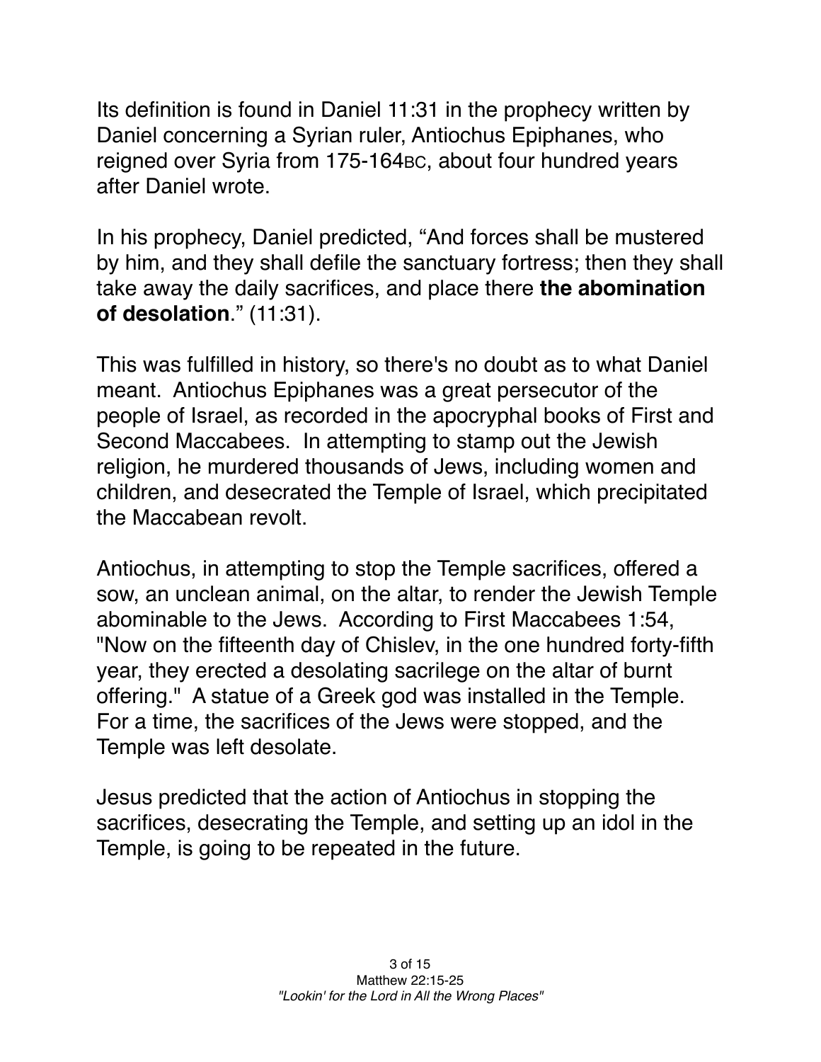Its definition is found in Daniel 11:31 in the prophecy written by Daniel concerning a Syrian ruler, Antiochus Epiphanes, who reigned over Syria from 175-164BC, about four hundred years after Daniel wrote.

In his prophecy, Daniel predicted, "And forces shall be mustered by him, and they shall defile the sanctuary fortress; then they shall take away the daily sacrifices, and place there **the abomination of desolation**." (11:31).

This was fulfilled in history, so there's no doubt as to what Daniel meant. Antiochus Epiphanes was a great persecutor of the people of Israel, as recorded in the apocryphal books of First and Second Maccabees. In attempting to stamp out the Jewish religion, he murdered thousands of Jews, including women and children, and desecrated the Temple of Israel, which precipitated the Maccabean revolt.

Antiochus, in attempting to stop the Temple sacrifices, offered a sow, an unclean animal, on the altar, to render the Jewish Temple abominable to the Jews. According to First Maccabees 1:54, "Now on the fifteenth day of Chislev, in the one hundred forty-fifth year, they erected a desolating sacrilege on the altar of burnt offering." A statue of a Greek god was installed in the Temple. For a time, the sacrifices of the Jews were stopped, and the Temple was left desolate.

Jesus predicted that the action of Antiochus in stopping the sacrifices, desecrating the Temple, and setting up an idol in the Temple, is going to be repeated in the future.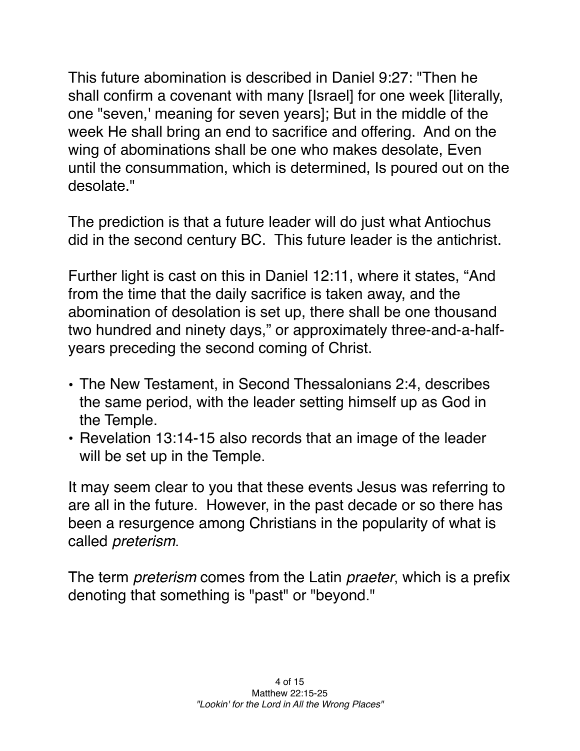This future abomination is described in Daniel 9:27: "Then he shall confirm a covenant with many [Israel] for one week [literally, one "seven,' meaning for seven years]; But in the middle of the week He shall bring an end to sacrifice and offering.  And on the wing of abominations shall be one who makes desolate, Even until the consummation, which is determined, Is poured out on the desolate."

The prediction is that a future leader will do just what Antiochus did in the second century BC.  This future leader is the antichrist.

Further light is cast on this in Daniel 12:11, where it states, “And from the time that the daily sacrifice is taken away, and the abomination of desolation is set up, there shall be one thousand two hundred and ninety days,” or approximately three-and-a-half-years preceding the second coming of Christ.

- The New Testament, in Second Thessalonians 2:4, describes the same period, with the leader setting himself up as God in the Temple.
- Revelation 13:14-15 also records that an image of the leader will be set up in the Temple.

It may seem clear to you that these events Jesus was referring to are all in the future.  However, in the past decade or so there has been a resurgence among Christians in the popularity of what is called *preterism*.

The term *preterism* comes from the Latin *praeter*, which is a prefix denoting that something is "past" or "beyond."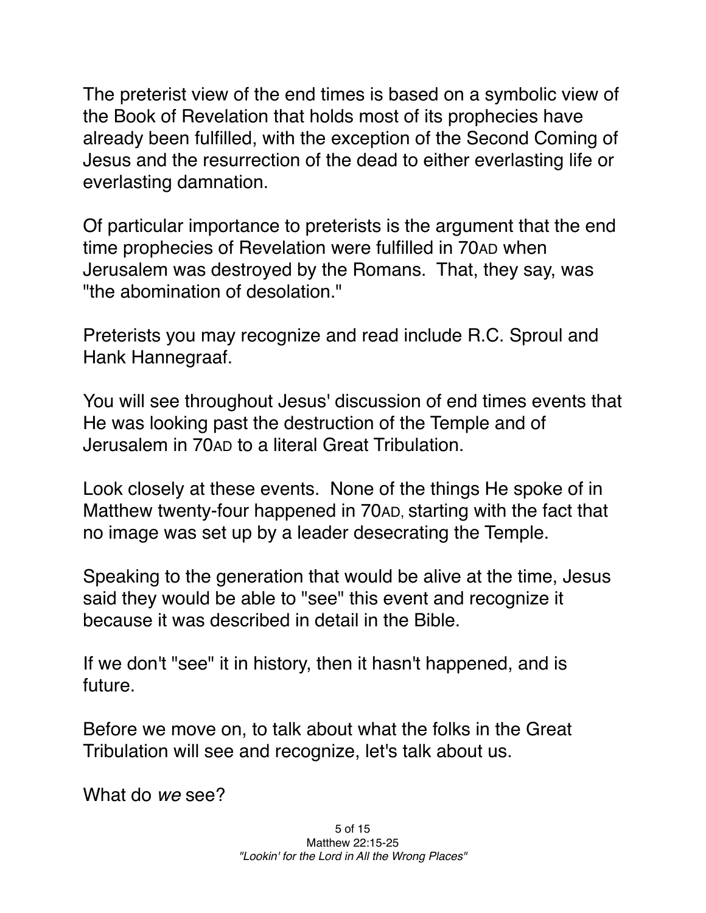The preterist view of the end times is based on a symbolic view of the Book of Revelation that holds most of its prophecies have already been fulfilled, with the exception of the Second Coming of Jesus and the resurrection of the dead to either everlasting life or everlasting damnation.

Of particular importance to preterists is the argument that the end time prophecies of Revelation were fulfilled in 70AD when Jerusalem was destroyed by the Romans. That, they say, was "the abomination of desolation."

Preterists you may recognize and read include R.C. Sproul and Hank Hannegraaf.

You will see throughout Jesus' discussion of end times events that He was looking past the destruction of the Temple and of Jerusalem in 70AD to a literal Great Tribulation.

Look closely at these events. None of the things He spoke of in Matthew twenty-four happened in 70AD, starting with the fact that no image was set up by a leader desecrating the Temple.

Speaking to the generation that would be alive at the time, Jesus said they would be able to "see" this event and recognize it because it was described in detail in the Bible.

If we don't "see" it in history, then it hasn't happened, and is future.

Before we move on, to talk about what the folks in the Great Tribulation will see and recognize, let's talk about us.

What do *we* see?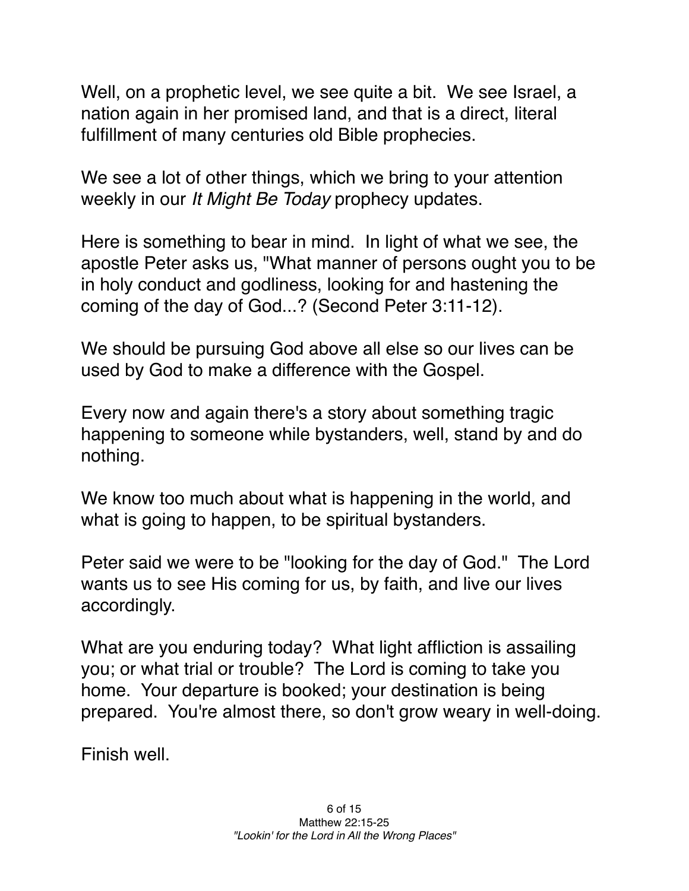Well, on a prophetic level, we see quite a bit. We see Israel, a nation again in her promised land, and that is a direct, literal fulfillment of many centuries old Bible prophecies.

We see a lot of other things, which we bring to your attention weekly in our *It Might Be Today* prophecy updates.

Here is something to bear in mind. In light of what we see, the apostle Peter asks us, "What manner of persons ought you to be in holy conduct and godliness, looking for and hastening the coming of the day of God...? (Second Peter 3:11-12).

We should be pursuing God above all else so our lives can be used by God to make a difference with the Gospel.

Every now and again there's a story about something tragic happening to someone while bystanders, well, stand by and do nothing.

We know too much about what is happening in the world, and what is going to happen, to be spiritual bystanders.

Peter said we were to be "looking for the day of God." The Lord wants us to see His coming for us, by faith, and live our lives accordingly.

What are you enduring today? What light affliction is assailing you; or what trial or trouble? The Lord is coming to take you home. Your departure is booked; your destination is being prepared. You're almost there, so don't grow weary in well-doing.

Finish well.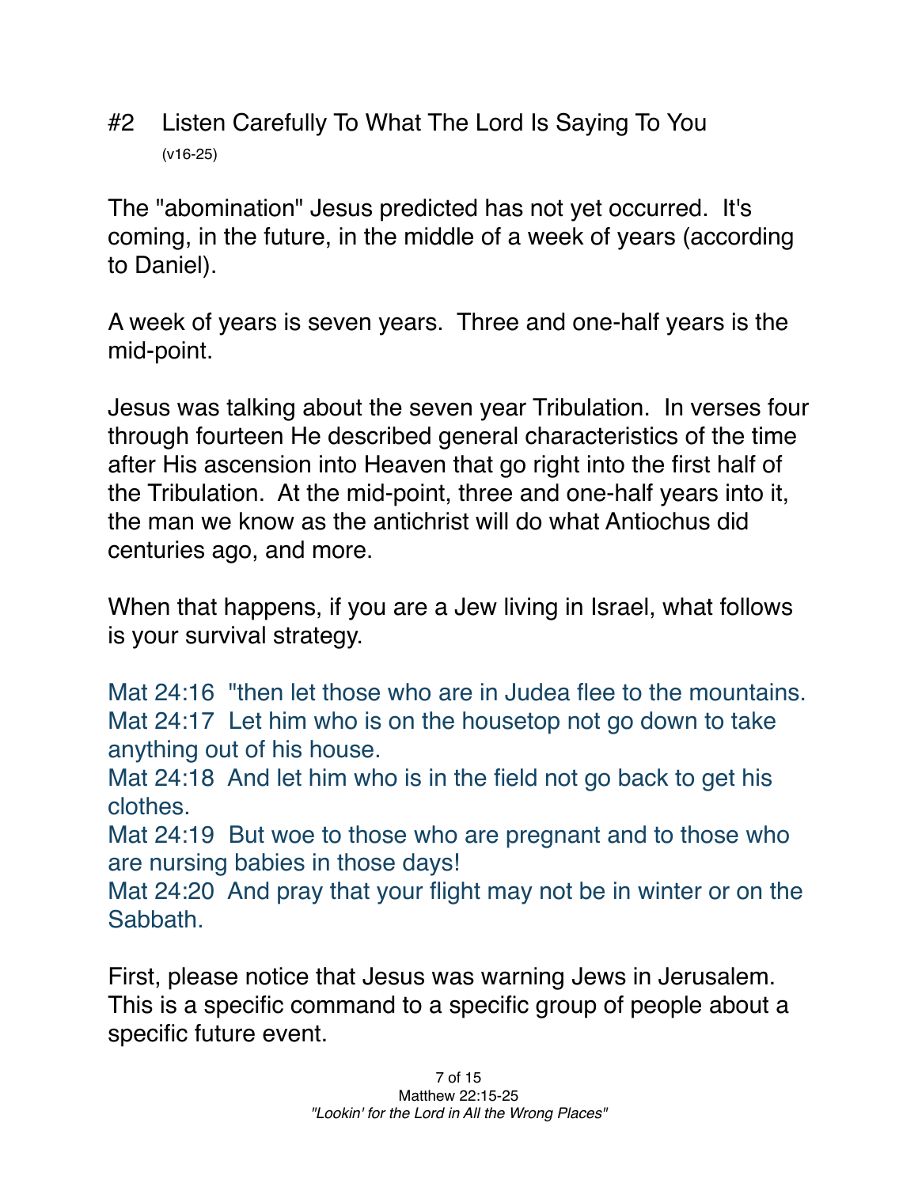#2 Listen Carefully To What The Lord Is Saying To You

(v16-25)

The "abomination" Jesus predicted has not yet occurred. It's coming, in the future, in the middle of a week of years (according to Daniel).

A week of years is seven years. Three and one-half years is the mid-point.

Jesus was talking about the seven year Tribulation. In verses four through fourteen He described general characteristics of the time after His ascension into Heaven that go right into the first half of the Tribulation. At the mid-point, three and one-half years into it, the man we know as the antichrist will do what Antiochus did centuries ago, and more.

When that happens, if you are a Jew living in Israel, what follows is your survival strategy.

Mat 24:16 "then let those who are in Judea flee to the mountains.
Mat 24:17 Let him who is on the housetop not go down to take anything out of his house.
Mat 24:18 And let him who is in the field not go back to get his clothes.
Mat 24:19 But woe to those who are pregnant and to those who are nursing babies in those days!
Mat 24:20 And pray that your flight may not be in winter or on the Sabbath.

First, please notice that Jesus was warning Jews in Jerusalem. This is a specific command to a specific group of people about a specific future event.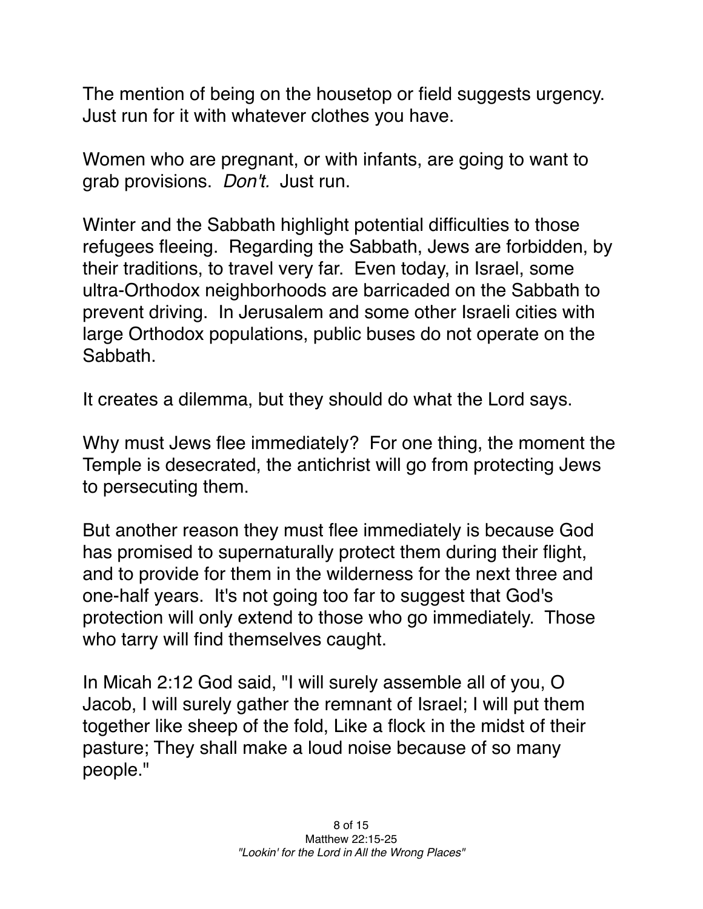The mention of being on the housetop or field suggests urgency. Just run for it with whatever clothes you have.

Women who are pregnant, or with infants, are going to want to grab provisions. *Don't.* Just run.

Winter and the Sabbath highlight potential difficulties to those refugees fleeing. Regarding the Sabbath, Jews are forbidden, by their traditions, to travel very far. Even today, in Israel, some ultra-Orthodox neighborhoods are barricaded on the Sabbath to prevent driving. In Jerusalem and some other Israeli cities with large Orthodox populations, public buses do not operate on the Sabbath.

It creates a dilemma, but they should do what the Lord says.

Why must Jews flee immediately? For one thing, the moment the Temple is desecrated, the antichrist will go from protecting Jews to persecuting them.

But another reason they must flee immediately is because God has promised to supernaturally protect them during their flight, and to provide for them in the wilderness for the next three and one-half years. It's not going too far to suggest that God's protection will only extend to those who go immediately. Those who tarry will find themselves caught.

In Micah 2:12 God said, "I will surely assemble all of you, O Jacob, I will surely gather the remnant of Israel; I will put them together like sheep of the fold, Like a flock in the midst of their pasture; They shall make a loud noise because of so many people."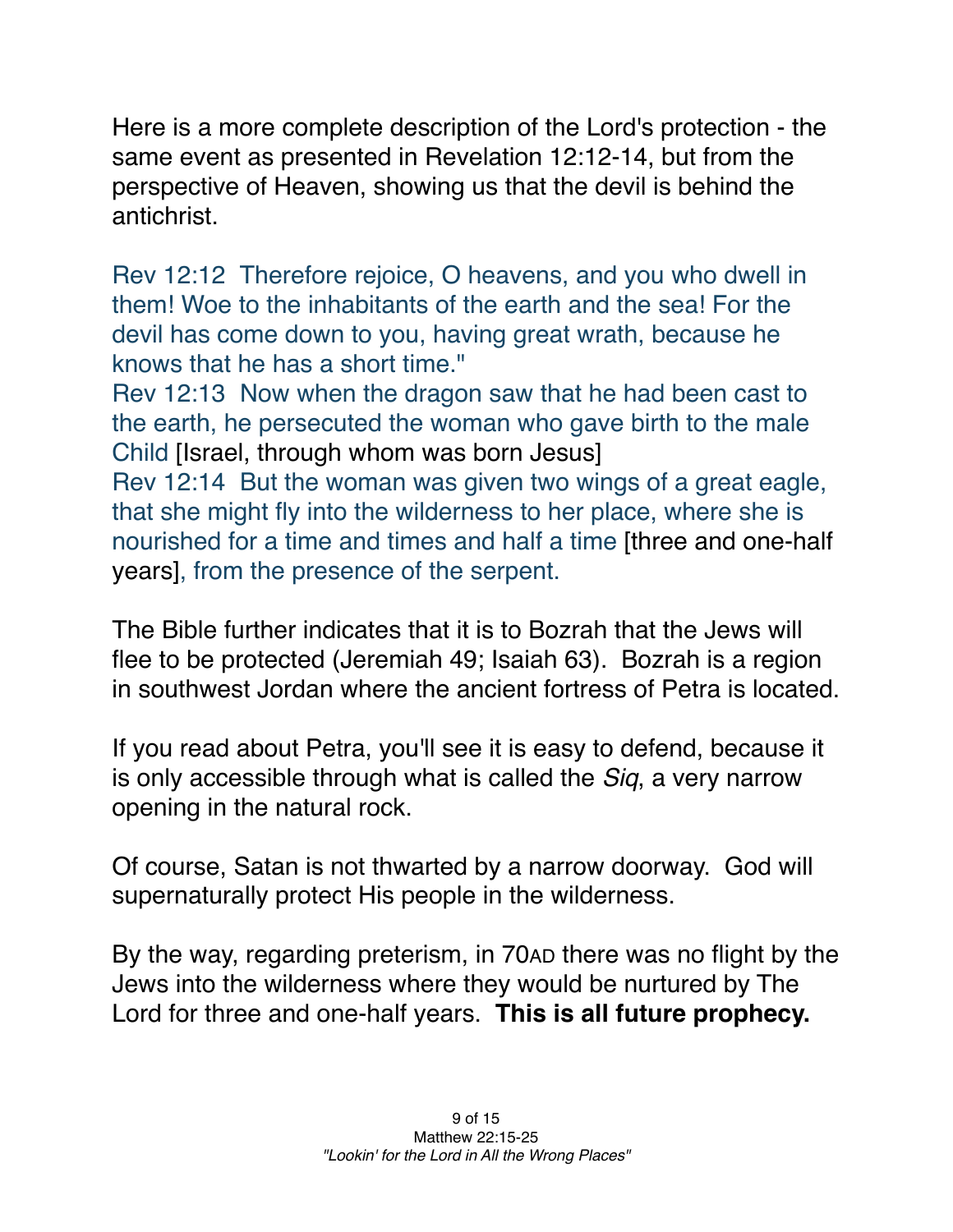Here is a more complete description of the Lord's protection - the same event as presented in Revelation 12:12-14, but from the perspective of Heaven, showing us that the devil is behind the antichrist.

Rev 12:12 Therefore rejoice, O heavens, and you who dwell in them! Woe to the inhabitants of the earth and the sea! For the devil has come down to you, having great wrath, because he knows that he has a short time."
Rev 12:13 Now when the dragon saw that he had been cast to the earth, he persecuted the woman who gave birth to the male Child [Israel, through whom was born Jesus]
Rev 12:14 But the woman was given two wings of a great eagle, that she might fly into the wilderness to her place, where she is nourished for a time and times and half a time [three and one-half years], from the presence of the serpent.

The Bible further indicates that it is to Bozrah that the Jews will flee to be protected (Jeremiah 49; Isaiah 63). Bozrah is a region in southwest Jordan where the ancient fortress of Petra is located.

If you read about Petra, you'll see it is easy to defend, because it is only accessible through what is called the *Siq*, a very narrow opening in the natural rock.

Of course, Satan is not thwarted by a narrow doorway. God will supernaturally protect His people in the wilderness.

By the way, regarding preterism, in 70AD there was no flight by the Jews into the wilderness where they would be nurtured by The Lord for three and one-half years. **This is all future prophecy.**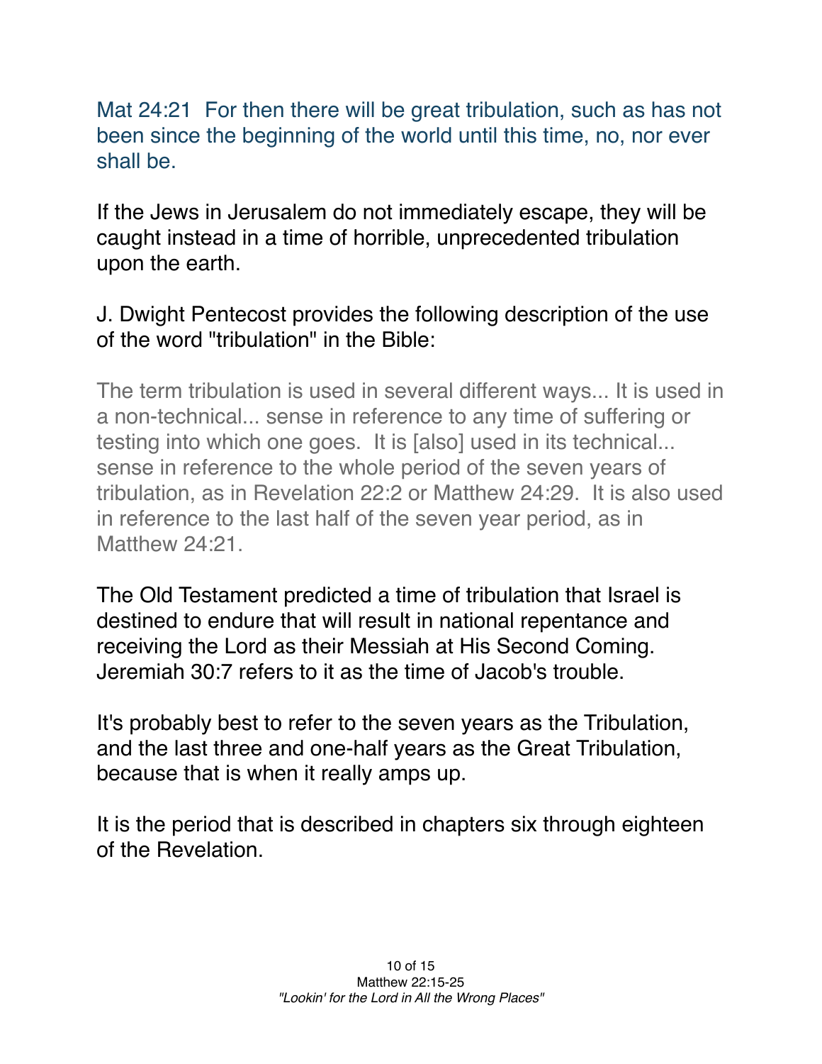Mat 24:21  For then there will be great tribulation, such as has not been since the beginning of the world until this time, no, nor ever shall be.

If the Jews in Jerusalem do not immediately escape, they will be caught instead in a time of horrible, unprecedented tribulation upon the earth.

J. Dwight Pentecost provides the following description of the use of the word "tribulation" in the Bible:

> The term tribulation is used in several different ways... It is used in a non-technical... sense in reference to any time of suffering or testing into which one goes.  It is [also] used in its technical... sense in reference to the whole period of the seven years of tribulation, as in Revelation 22:2 or Matthew 24:29.  It is also used in reference to the last half of the seven year period, as in Matthew 24:21.

The Old Testament predicted a time of tribulation that Israel is destined to endure that will result in national repentance and receiving the Lord as their Messiah at His Second Coming. Jeremiah 30:7 refers to it as the time of Jacob's trouble.

It's probably best to refer to the seven years as the Tribulation, and the last three and one-half years as the Great Tribulation, because that is when it really amps up.

It is the period that is described in chapters six through eighteen of the Revelation.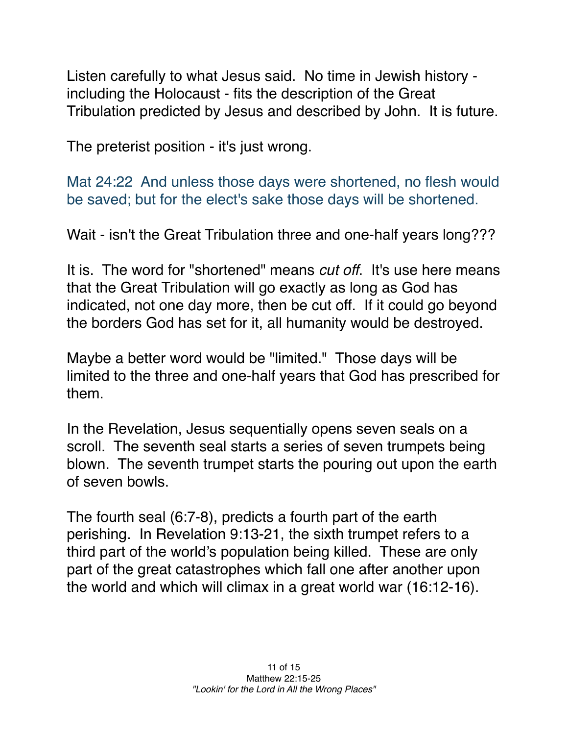Listen carefully to what Jesus said. No time in Jewish history - including the Holocaust - fits the description of the Great Tribulation predicted by Jesus and described by John. It is future.

The preterist position - it's just wrong.

Mat 24:22 And unless those days were shortened, no flesh would be saved; but for the elect's sake those days will be shortened.

Wait - isn't the Great Tribulation three and one-half years long???

It is. The word for "shortened" means *cut off*. It's use here means that the Great Tribulation will go exactly as long as God has indicated, not one day more, then be cut off. If it could go beyond the borders God has set for it, all humanity would be destroyed.

Maybe a better word would be "limited." Those days will be limited to the three and one-half years that God has prescribed for them.

In the Revelation, Jesus sequentially opens seven seals on a scroll. The seventh seal starts a series of seven trumpets being blown. The seventh trumpet starts the pouring out upon the earth of seven bowls.

The fourth seal (6:7-8), predicts a fourth part of the earth perishing. In Revelation 9:13-21, the sixth trumpet refers to a third part of the world's population being killed. These are only part of the great catastrophes which fall one after another upon the world and which will climax in a great world war (16:12-16).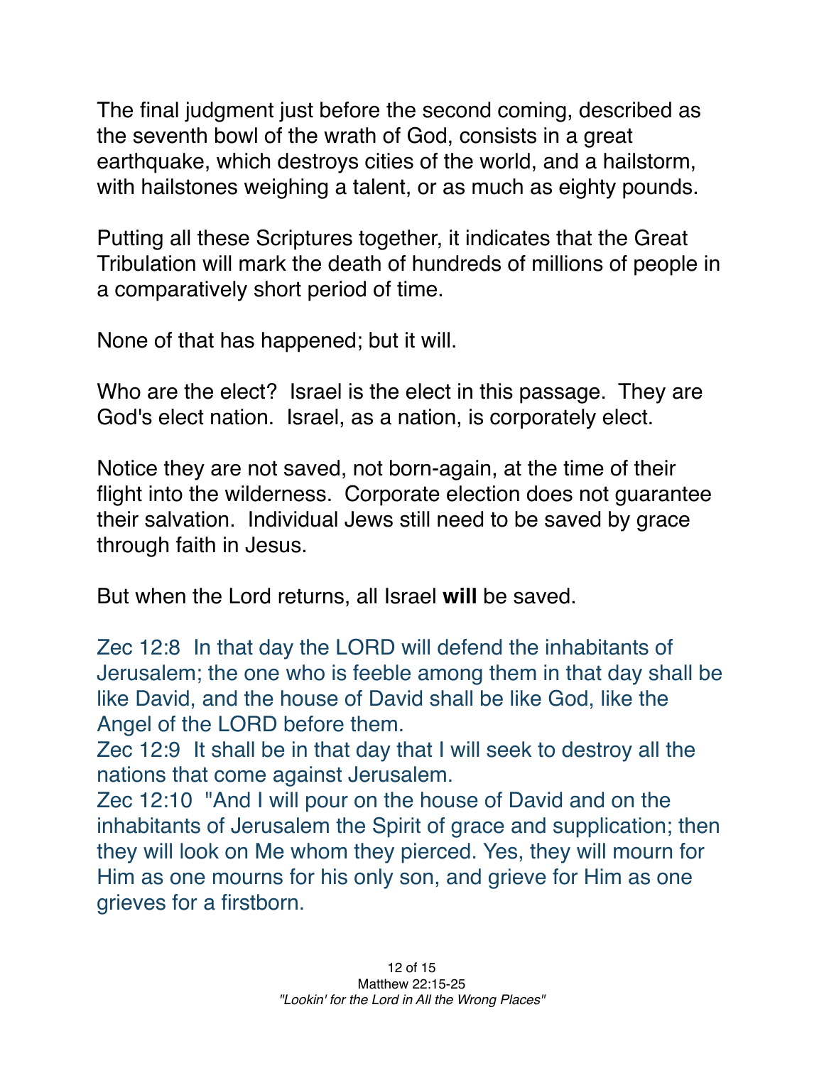The final judgment just before the second coming, described as the seventh bowl of the wrath of God, consists in a great earthquake, which destroys cities of the world, and a hailstorm, with hailstones weighing a talent, or as much as eighty pounds.

Putting all these Scriptures together, it indicates that the Great Tribulation will mark the death of hundreds of millions of people in a comparatively short period of time.

None of that has happened; but it will.

Who are the elect? Israel is the elect in this passage. They are God's elect nation. Israel, as a nation, is corporately elect.

Notice they are not saved, not born-again, at the time of their flight into the wilderness. Corporate election does not guarantee their salvation. Individual Jews still need to be saved by grace through faith in Jesus.

But when the Lord returns, all Israel **will** be saved.

Zec 12:8 In that day the LORD will defend the inhabitants of Jerusalem; the one who is feeble among them in that day shall be like David, and the house of David shall be like God, like the Angel of the LORD before them.
Zec 12:9 It shall be in that day that I will seek to destroy all the nations that come against Jerusalem.
Zec 12:10 "And I will pour on the house of David and on the inhabitants of Jerusalem the Spirit of grace and supplication; then they will look on Me whom they pierced. Yes, they will mourn for Him as one mourns for his only son, and grieve for Him as one grieves for a firstborn.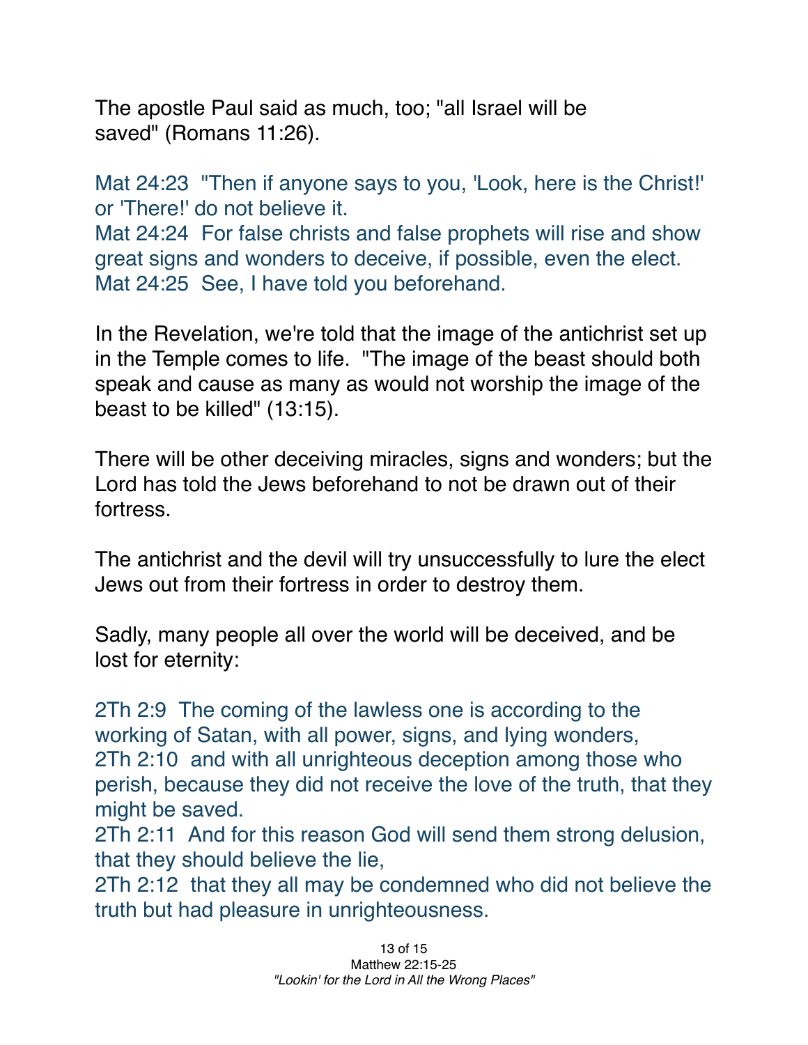The apostle Paul said as much, too; "all Israel will be saved" (Romans 11:26).

Mat 24:23 "Then if anyone says to you, 'Look, here is the Christ!' or 'There!' do not believe it.
Mat 24:24 For false christs and false prophets will rise and show great signs and wonders to deceive, if possible, even the elect.
Mat 24:25 See, I have told you beforehand.

In the Revelation, we're told that the image of the antichrist set up in the Temple comes to life. "The image of the beast should both speak and cause as many as would not worship the image of the beast to be killed" (13:15).

There will be other deceiving miracles, signs and wonders; but the Lord has told the Jews beforehand to not be drawn out of their fortress.

The antichrist and the devil will try unsuccessfully to lure the elect Jews out from their fortress in order to destroy them.

Sadly, many people all over the world will be deceived, and be lost for eternity:

2Th 2:9 The coming of the lawless one is according to the working of Satan, with all power, signs, and lying wonders,
2Th 2:10 and with all unrighteous deception among those who perish, because they did not receive the love of the truth, that they might be saved.
2Th 2:11 And for this reason God will send them strong delusion, that they should believe the lie,
2Th 2:12 that they all may be condemned who did not believe the truth but had pleasure in unrighteousness.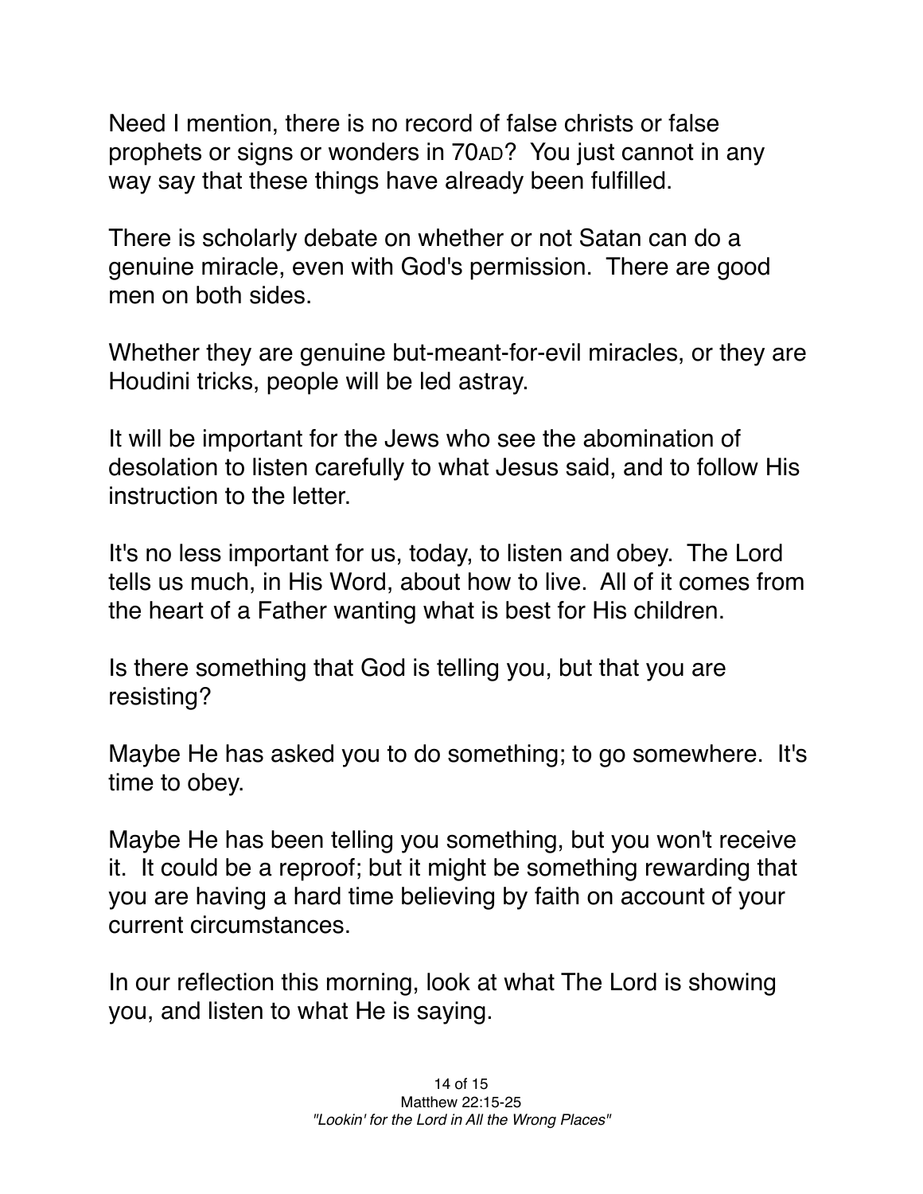Need I mention, there is no record of false christs or false prophets or signs or wonders in 70AD? You just cannot in any way say that these things have already been fulfilled.

There is scholarly debate on whether or not Satan can do a genuine miracle, even with God's permission. There are good men on both sides.

Whether they are genuine but-meant-for-evil miracles, or they are Houdini tricks, people will be led astray.

It will be important for the Jews who see the abomination of desolation to listen carefully to what Jesus said, and to follow His instruction to the letter.

It's no less important for us, today, to listen and obey. The Lord tells us much, in His Word, about how to live. All of it comes from the heart of a Father wanting what is best for His children.

Is there something that God is telling you, but that you are resisting?

Maybe He has asked you to do something; to go somewhere. It's time to obey.

Maybe He has been telling you something, but you won't receive it. It could be a reproof; but it might be something rewarding that you are having a hard time believing by faith on account of your current circumstances.

In our reflection this morning, look at what The Lord is showing you, and listen to what He is saying.